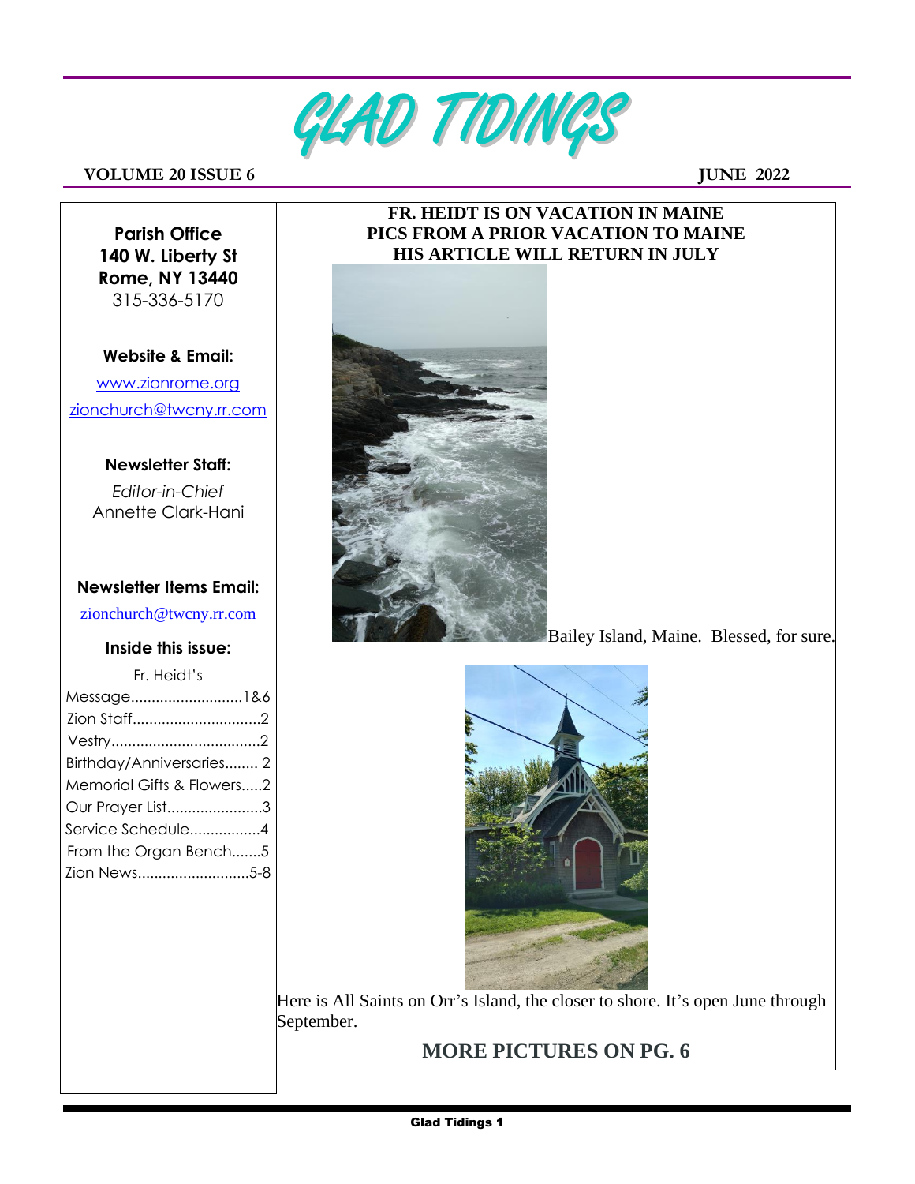# GLAD TIDINGS

**VOLUME 20 ISSUE 6** **JUNE 2022**

**Parish Office**
**140 W. Liberty St**
**Rome, NY 13440**
315-336-5170

**Website & Email:**

www.zionrome.org

zionchurch@twcny.rr.com

**Newsletter Staff:**

*Editor-in-Chief*
Annette Clark-Hani

**Newsletter Items Email:**

zionchurch@twcny.rr.com

**Inside this issue:**

- Fr. Heidt's Message...........................1&6
- Zion Staff..............................2
- Vestry...................................2
- Birthday/Anniversaries........ 2
- Memorial Gifts & Flowers.....2
- Our Prayer List.......................3
- Service Schedule.................4
- From the Organ Bench.......5
- Zion News...........................5-8

**FR. HEIDT IS ON VACATION IN MAINE**
**PICS FROM A PRIOR VACATION TO MAINE**
**HIS ARTICLE WILL RETURN IN JULY**

Bailey Island, Maine. Blessed, for sure.

Here is All Saints on Orr's Island, the closer to shore. It's open June through September.

**MORE PICTURES ON PG. 6**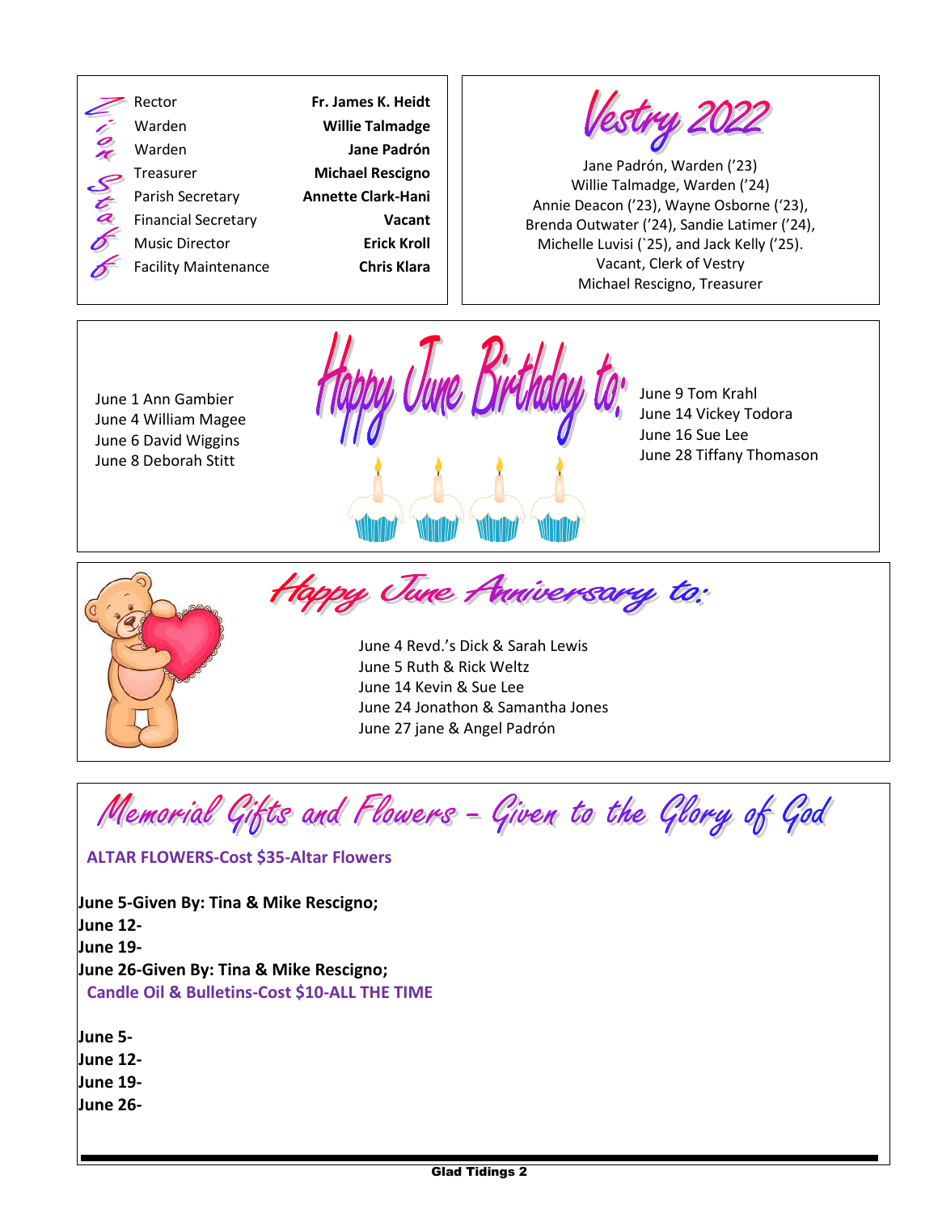## Lion Staff

| Role | Name |
|---|---|
| Rector | **Fr. James K. Heidt** |
| Warden | **Willie Talmadge** |
| Warden | **Jane Padrón** |
| Treasurer | **Michael Rescigno** |
| Parish Secretary | **Annette Clark-Hani** |
| Financial Secretary | **Vacant** |
| Music Director | **Erick Kroll** |
| Facility Maintenance | **Chris Klara** |

## Vestry 2022

Jane Padrón, Warden ('23)
Willie Talmadge, Warden ('24)
Annie Deacon ('23), Wayne Osborne ('23),
Brenda Outwater ('24), Sandie Latimer ('24),
Michelle Luvisi (`25), and Jack Kelly ('25).
Vacant, Clerk of Vestry
Michael Rescigno, Treasurer

## Happy June Birthday to:

June 1 Ann Gambier
June 4 William Magee
June 6 David Wiggins
June 8 Deborah Stitt
June 9 Tom Krahl
June 14 Vickey Todora
June 16 Sue Lee
June 28 Tiffany Thomason

## Happy June Anniversary to:

June 4 Revd.'s Dick & Sarah Lewis
June 5 Ruth & Rick Weltz
June 14 Kevin & Sue Lee
June 24 Jonathon & Samantha Jones
June 27 jane & Angel Padrón

## Memorial Gifts and Flowers - Given to the Glory of God

**ALTAR FLOWERS-Cost $35-Altar Flowers**

**June 5-Given By: Tina & Mike Rescigno;**
**June 12-**
**June 19-**
**June 26-Given By: Tina & Mike Rescigno;**

**Candle Oil & Bulletins-Cost $10-ALL THE TIME**

**June 5-**
**June 12-**
**June 19-**
**June 26-**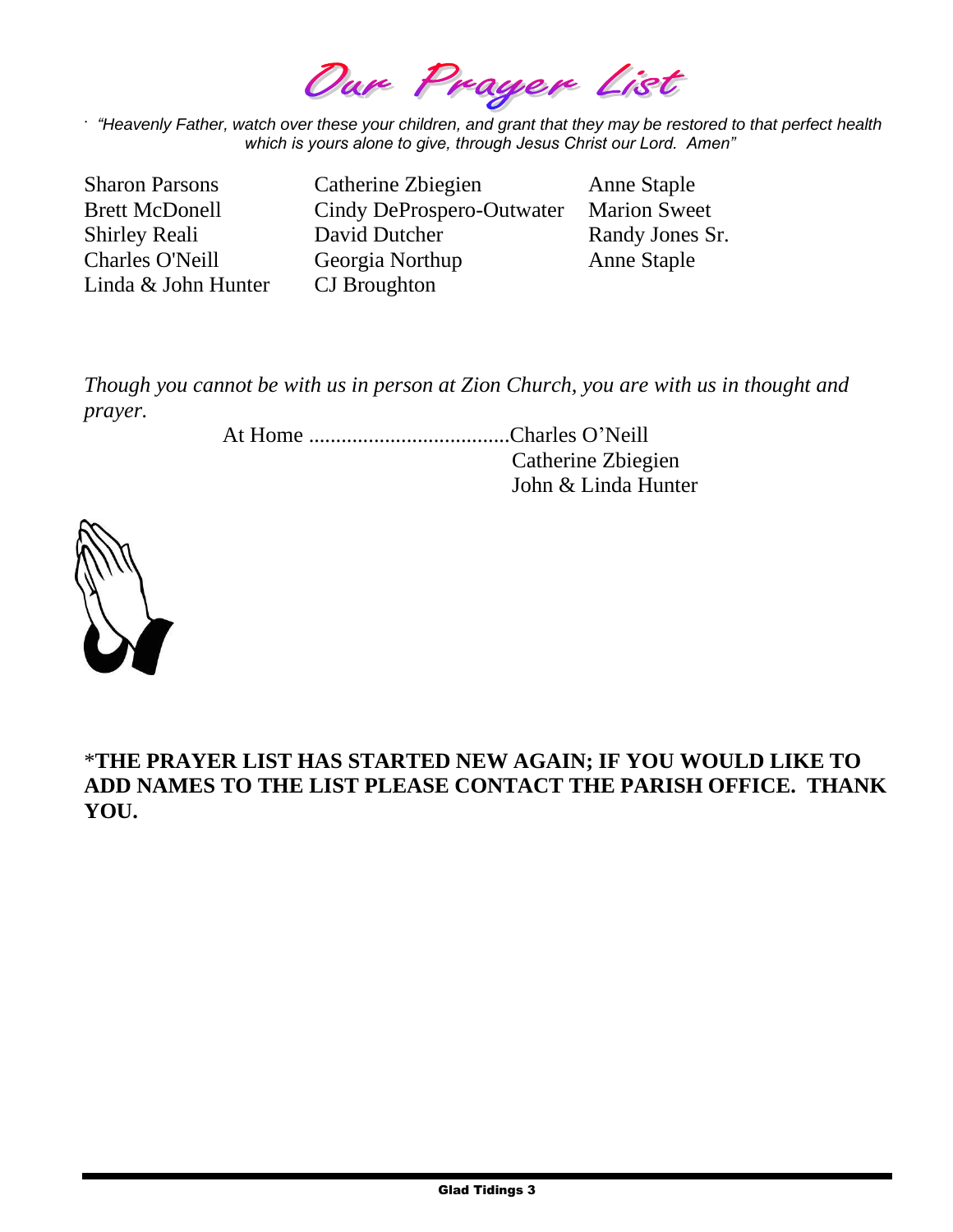# Our Prayer List

*"Heavenly Father, watch over these your children, and grant that they may be restored to that perfect health which is yours alone to give, through Jesus Christ our Lord. Amen"*

Sharon Parsons
Brett McDonell
Shirley Reali
Charles O'Neill
Linda & John Hunter
Catherine Zbiegien
Cindy DeProspero-Outwater
David Dutcher
Georgia Northup
CJ Broughton
Anne Staple
Marion Sweet
Randy Jones Sr.
Anne Staple

*Though you cannot be with us in person at Zion Church, you are with us in thought and prayer.*

At Home ....................................Charles O'Neill
Catherine Zbiegien
John & Linda Hunter

**\*THE PRAYER LIST HAS STARTED NEW AGAIN; IF YOU WOULD LIKE TO ADD NAMES TO THE LIST PLEASE CONTACT THE PARISH OFFICE. THANK YOU.**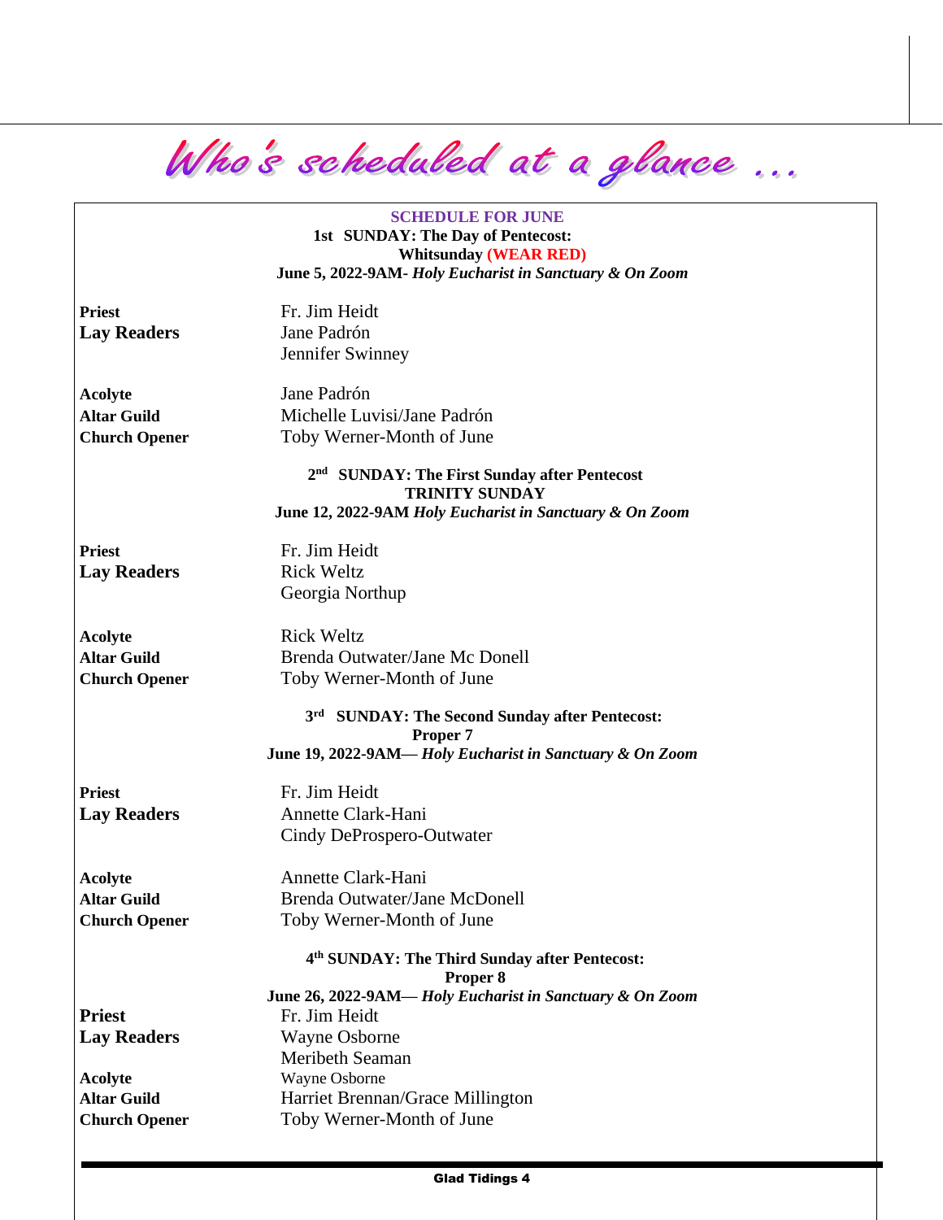# Who's scheduled at a glance …

## SCHEDULE FOR JUNE

**1st SUNDAY: The Day of Pentecost:**
**Whitsunday (WEAR RED)**
**June 5, 2022-9AM-** ***Holy Eucharist in Sanctuary & On Zoom***

| | |
|---|---|
| **Priest** | Fr. Jim Heidt |
| **Lay Readers** | Jane Padrón |
| | Jennifer Swinney |
| **Acolyte** | Jane Padrón |
| **Altar Guild** | Michelle Luvisi/Jane Padrón |
| **Church Opener** | Toby Werner-Month of June |

**2nd SUNDAY: The First Sunday after Pentecost**
**TRINITY SUNDAY**
**June 12, 2022-9AM** ***Holy Eucharist in Sanctuary & On Zoom***

| | |
|---|---|
| **Priest** | Fr. Jim Heidt |
| **Lay Readers** | Rick Weltz |
| | Georgia Northup |
| **Acolyte** | Rick Weltz |
| **Altar Guild** | Brenda Outwater/Jane Mc Donell |
| **Church Opener** | Toby Werner-Month of June |

**3rd SUNDAY: The Second Sunday after Pentecost:**
**Proper 7**
**June 19, 2022-9AM—** ***Holy Eucharist in Sanctuary & On Zoom***

| | |
|---|---|
| **Priest** | Fr. Jim Heidt |
| **Lay Readers** | Annette Clark-Hani |
| | Cindy DeProspero-Outwater |
| **Acolyte** | Annette Clark-Hani |
| **Altar Guild** | Brenda Outwater/Jane McDonell |
| **Church Opener** | Toby Werner-Month of June |

**4th SUNDAY: The Third Sunday after Pentecost:**
**Proper 8**
**June 26, 2022-9AM—** ***Holy Eucharist in Sanctuary & On Zoom***

| | |
|---|---|
| **Priest** | Fr. Jim Heidt |
| **Lay Readers** | Wayne Osborne |
| | Meribeth Seaman |
| **Acolyte** | Wayne Osborne |
| **Altar Guild** | Harriet Brennan/Grace Millington |
| **Church Opener** | Toby Werner-Month of June |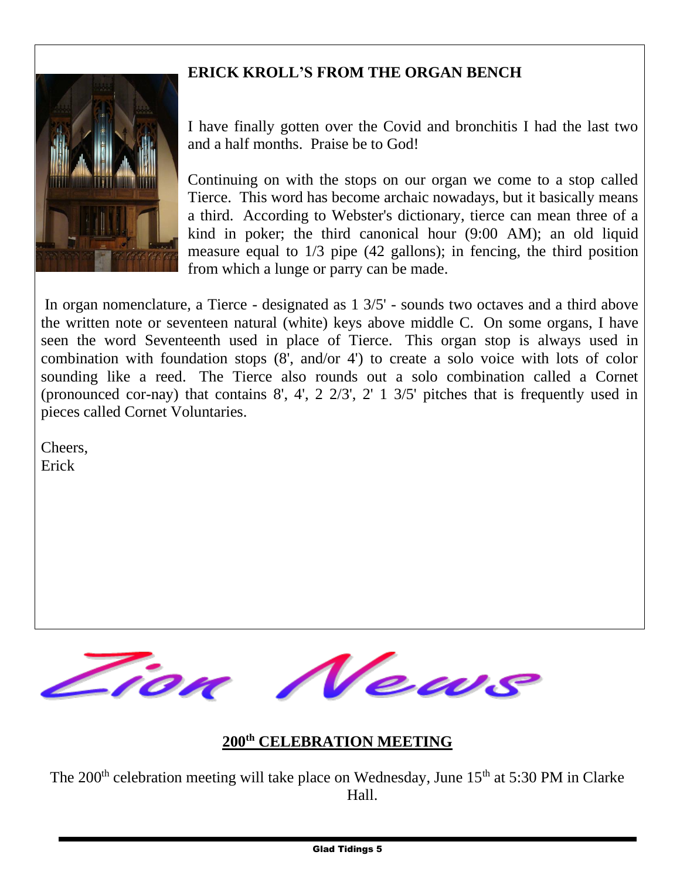## ERICK KROLL'S FROM THE ORGAN BENCH

I have finally gotten over the Covid and bronchitis I had the last two and a half months. Praise be to God!

Continuing on with the stops on our organ we come to a stop called Tierce. This word has become archaic nowadays, but it basically means a third. According to Webster's dictionary, tierce can mean three of a kind in poker; the third canonical hour (9:00 AM); an old liquid measure equal to 1/3 pipe (42 gallons); in fencing, the third position from which a lunge or parry can be made.

In organ nomenclature, a Tierce - designated as 1 3/5' - sounds two octaves and a third above the written note or seventeen natural (white) keys above middle C. On some organs, I have seen the word Seventeenth used in place of Tierce. This organ stop is always used in combination with foundation stops (8', and/or 4') to create a solo voice with lots of color sounding like a reed. The Tierce also rounds out a solo combination called a Cornet (pronounced cor-nay) that contains 8', 4', 2 2/3', 2' 1 3/5' pitches that is frequently used in pieces called Cornet Voluntaries.

Cheers,
Erick

# Zion News

## 200th CELEBRATION MEETING

The 200th celebration meeting will take place on Wednesday, June 15th at 5:30 PM in Clarke Hall.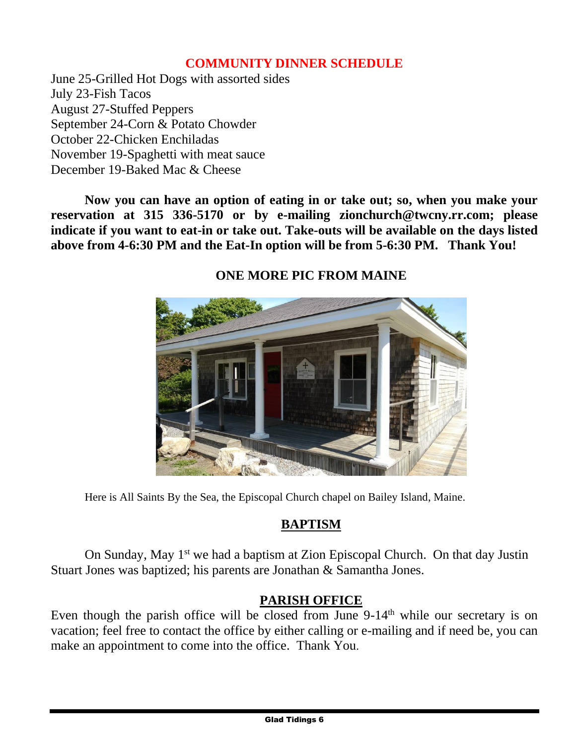## COMMUNITY DINNER SCHEDULE

June 25-Grilled Hot Dogs with assorted sides
July 23-Fish Tacos
August 27-Stuffed Peppers
September 24-Corn & Potato Chowder
October 22-Chicken Enchiladas
November 19-Spaghetti with meat sauce
December 19-Baked Mac & Cheese

**Now you can have an option of eating in or take out; so, when you make your reservation at 315 336-5170 or by e-mailing zionchurch@twcny.rr.com; please indicate if you want to eat-in or take out. Take-outs will be available on the days listed above from 4-6:30 PM and the Eat-In option will be from 5-6:30 PM. Thank You!**

## ONE MORE PIC FROM MAINE

Here is All Saints By the Sea, the Episcopal Church chapel on Bailey Island, Maine.

## BAPTISM

On Sunday, May 1st we had a baptism at Zion Episcopal Church. On that day Justin Stuart Jones was baptized; his parents are Jonathan & Samantha Jones.

## PARISH OFFICE

Even though the parish office will be closed from June 9-14th while our secretary is on vacation; feel free to contact the office by either calling or e-mailing and if need be, you can make an appointment to come into the office. Thank You.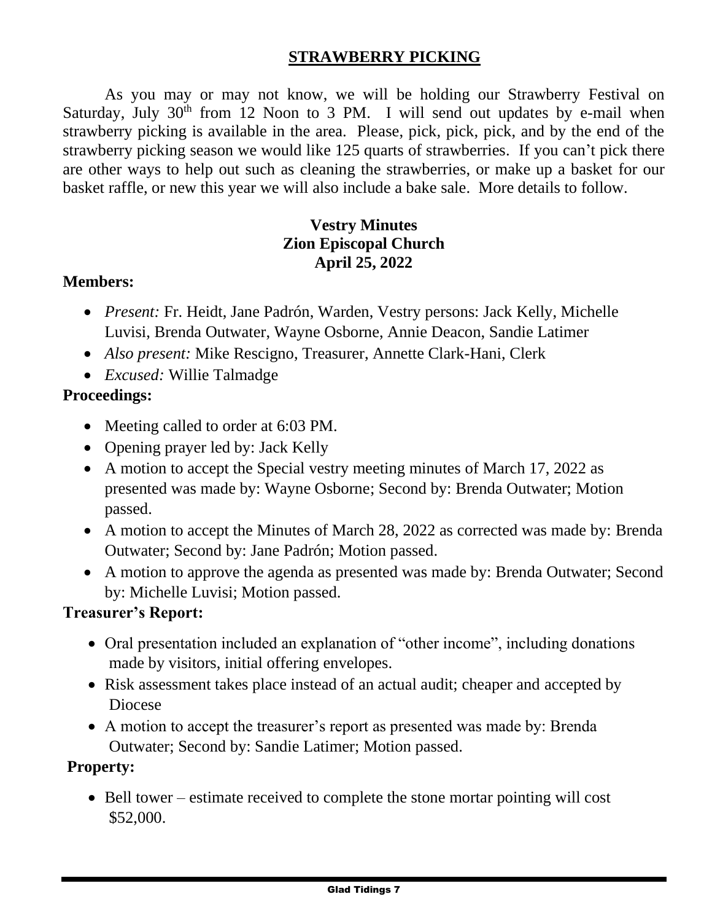## STRAWBERRY PICKING

As you may or may not know, we will be holding our Strawberry Festival on Saturday, July 30th from 12 Noon to 3 PM. I will send out updates by e-mail when strawberry picking is available in the area. Please, pick, pick, pick, and by the end of the strawberry picking season we would like 125 quarts of strawberries. If you can't pick there are other ways to help out such as cleaning the strawberries, or make up a basket for our basket raffle, or new this year we will also include a bake sale. More details to follow.

## Vestry Minutes
## Zion Episcopal Church
## April 25, 2022

### Members:

- *Present:* Fr. Heidt, Jane Padrón, Warden, Vestry persons: Jack Kelly, Michelle Luvisi, Brenda Outwater, Wayne Osborne, Annie Deacon, Sandie Latimer
- *Also present:* Mike Rescigno, Treasurer, Annette Clark-Hani, Clerk
- *Excused:* Willie Talmadge

### Proceedings:

- Meeting called to order at 6:03 PM.
- Opening prayer led by: Jack Kelly
- A motion to accept the Special vestry meeting minutes of March 17, 2022 as presented was made by: Wayne Osborne; Second by: Brenda Outwater; Motion passed.
- A motion to accept the Minutes of March 28, 2022 as corrected was made by: Brenda Outwater; Second by: Jane Padrón; Motion passed.
- A motion to approve the agenda as presented was made by: Brenda Outwater; Second by: Michelle Luvisi; Motion passed.

### Treasurer's Report:

- Oral presentation included an explanation of "other income", including donations made by visitors, initial offering envelopes.
- Risk assessment takes place instead of an actual audit; cheaper and accepted by Diocese
- A motion to accept the treasurer's report as presented was made by: Brenda Outwater; Second by: Sandie Latimer; Motion passed.

### Property:

- Bell tower – estimate received to complete the stone mortar pointing will cost $52,000.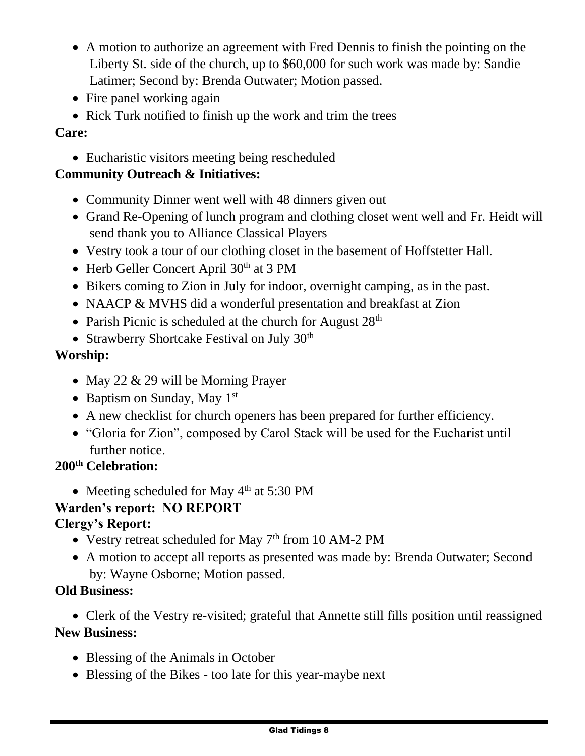- A motion to authorize an agreement with Fred Dennis to finish the pointing on the Liberty St. side of the church, up to $60,000 for such work was made by: Sandie Latimer; Second by: Brenda Outwater; Motion passed.
- Fire panel working again
- Rick Turk notified to finish up the work and trim the trees

**Care:**

- Eucharistic visitors meeting being rescheduled

**Community Outreach & Initiatives:**

- Community Dinner went well with 48 dinners given out
- Grand Re-Opening of lunch program and clothing closet went well and Fr. Heidt will send thank you to Alliance Classical Players
- Vestry took a tour of our clothing closet in the basement of Hoffstetter Hall.
- Herb Geller Concert April 30th at 3 PM
- Bikers coming to Zion in July for indoor, overnight camping, as in the past.
- NAACP & MVHS did a wonderful presentation and breakfast at Zion
- Parish Picnic is scheduled at the church for August 28th
- Strawberry Shortcake Festival on July 30th

**Worship:**

- May 22 & 29 will be Morning Prayer
- Baptism on Sunday, May 1st
- A new checklist for church openers has been prepared for further efficiency.
- "Gloria for Zion", composed by Carol Stack will be used for the Eucharist until further notice.

**200th Celebration:**

- Meeting scheduled for May 4th at 5:30 PM

**Warden's report: NO REPORT**

**Clergy's Report:**

- Vestry retreat scheduled for May 7th from 10 AM-2 PM
- A motion to accept all reports as presented was made by: Brenda Outwater; Second by: Wayne Osborne; Motion passed.

**Old Business:**

- Clerk of the Vestry re-visited; grateful that Annette still fills position until reassigned

**New Business:**

- Blessing of the Animals in October
- Blessing of the Bikes - too late for this year-maybe next